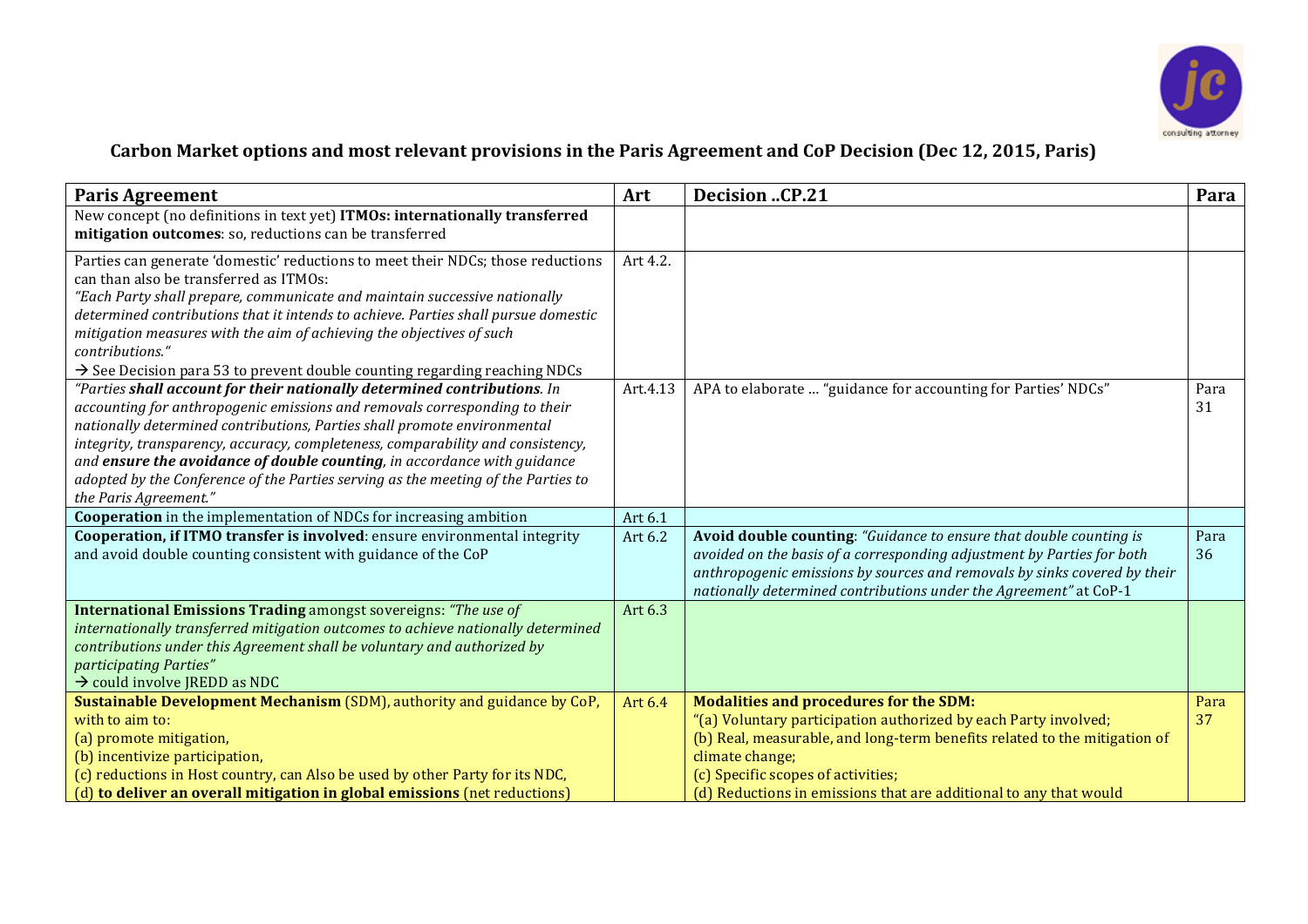## Carbon Market options and most relevant provisions in the Paris Agreement and CoP Decision (Dec 12, 2015, Paris)

| **Paris Agreement** | **Art** | **Decision ..CP.21** | **Para** |
|---|---|---|---|
| New concept (no definitions in text yet) **ITMOs: internationally transferred mitigation outcomes**: so, reductions can be transferred | | | |
| Parties can generate 'domestic' reductions to meet their NDCs; those reductions can than also be transferred as ITMOs:<br>*"Each Party shall prepare, communicate and maintain successive nationally determined contributions that it intends to achieve. Parties shall pursue domestic mitigation measures with the aim of achieving the objectives of such contributions."*<br>→ See Decision para 53 to prevent double counting regarding reaching NDCs | Art 4.2. | | |
| *"Parties **shall account for their nationally determined contributions**. In accounting for anthropogenic emissions and removals corresponding to their nationally determined contributions, Parties shall promote environmental integrity, transparency, accuracy, completeness, comparability and consistency, and **ensure the avoidance of double counting**, in accordance with guidance adopted by the Conference of the Parties serving as the meeting of the Parties to the Paris Agreement."* | Art.4.13 | APA to elaborate … "guidance for accounting for Parties' NDCs" | Para 31 |
| **Cooperation** in the implementation of NDCs for increasing ambition | Art 6.1 | | |
| **Cooperation, if ITMO transfer is involved**: ensure environmental integrity and avoid double counting consistent with guidance of the CoP | Art 6.2 | **Avoid double counting**: *"Guidance to ensure that double counting is avoided on the basis of a corresponding adjustment by Parties for both anthropogenic emissions by sources and removals by sinks covered by their nationally determined contributions under the Agreement"* at CoP-1 | Para 36 |
| **International Emissions Trading** amongst sovereigns: *"The use of internationally transferred mitigation outcomes to achieve nationally determined contributions under this Agreement shall be voluntary and authorized by participating Parties"*<br>→ could involve JREDD as NDC | Art 6.3 | | |
| **Sustainable Development Mechanism** (SDM), authority and guidance by CoP, with to aim to:<br>(a) promote mitigation,<br>(b) incentivize participation,<br>(c) reductions in Host country, can Also be used by other Party for its NDC,<br>(d) **to deliver an overall mitigation in global emissions** (net reductions) | Art 6.4 | **Modalities and procedures for the SDM:**<br>"(a) Voluntary participation authorized by each Party involved;<br>(b) Real, measurable, and long-term benefits related to the mitigation of climate change;<br>(c) Specific scopes of activities;<br>(d) Reductions in emissions that are additional to any that would | Para 37 |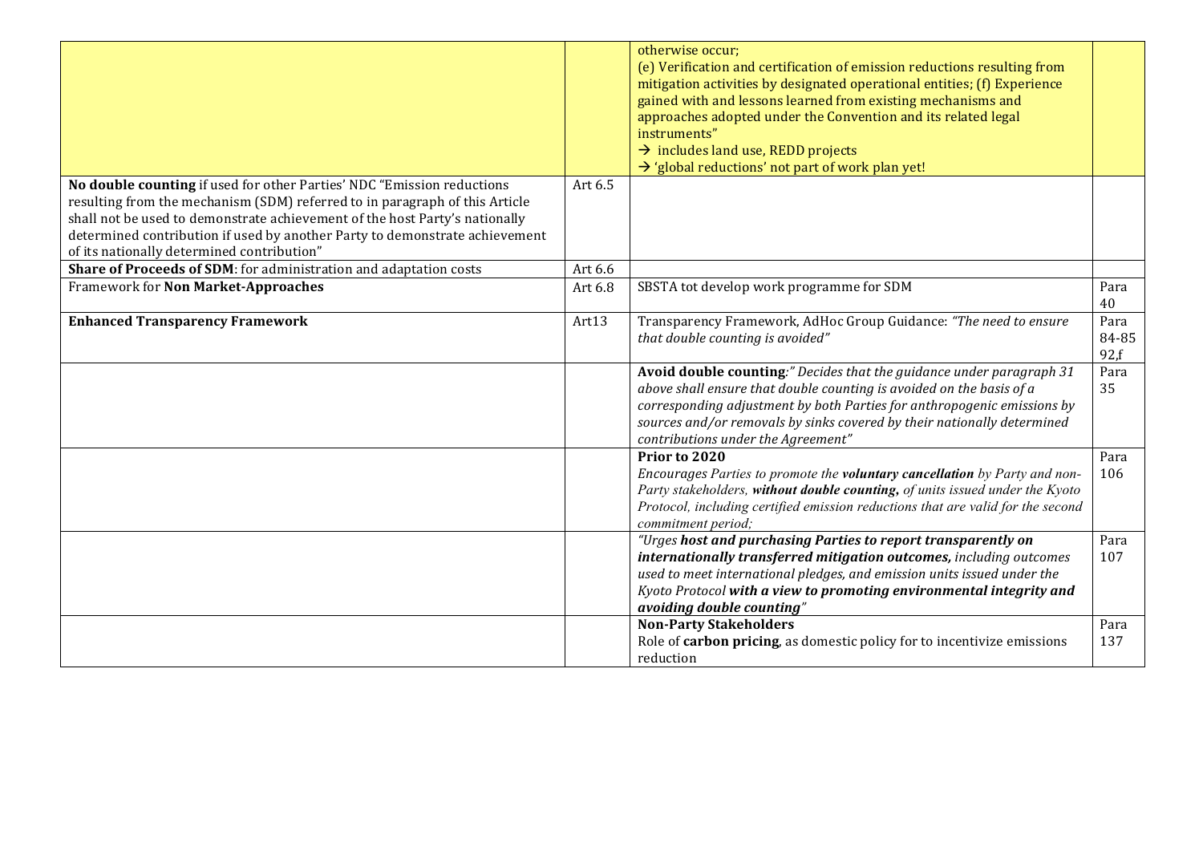| | | | |
|---|---|---|---|
| | | otherwise occur;<br>(e) Verification and certification of emission reductions resulting from mitigation activities by designated operational entities; (f) Experience gained with and lessons learned from existing mechanisms and approaches adopted under the Convention and its related legal instruments"<br>→ includes land use, REDD projects<br>→ 'global reductions' not part of work plan yet! | |
| **No double counting** if used for other Parties' NDC "Emission reductions resulting from the mechanism (SDM) referred to in paragraph of this Article shall not be used to demonstrate achievement of the host Party's nationally determined contribution if used by another Party to demonstrate achievement of its nationally determined contribution" | Art 6.5 | | |
| **Share of Proceeds of SDM**: for administration and adaptation costs | Art 6.6 | | |
| Framework for **Non Market-Approaches** | Art 6.8 | SBSTA tot develop work programme for SDM | Para 40 |
| **Enhanced Transparency Framework** | Art13 | Transparency Framework, AdHoc Group Guidance: *"The need to ensure that double counting is avoided"* | Para 84-85 92,f |
| | | **Avoid double counting**:*" Decides that the guidance under paragraph 31 above shall ensure that double counting is avoided on the basis of a corresponding adjustment by both Parties for anthropogenic emissions by sources and/or removals by sinks covered by their nationally determined contributions under the Agreement"* | Para 35 |
| | | **Prior to 2020**<br>*Encourages Parties to promote the **voluntary cancellation** by Party and non-Party stakeholders, **without double counting,** of units issued under the Kyoto Protocol, including certified emission reductions that are valid for the second commitment period;* | Para 106 |
| | | *"Urges **host and purchasing Parties to report transparently on internationally transferred mitigation outcomes,** including outcomes used to meet international pledges, and emission units issued under the Kyoto Protocol **with a view to promoting environmental integrity and avoiding double counting**"* | Para 107 |
| | | **Non-Party Stakeholders**<br>Role of **carbon pricing**, as domestic policy for to incentivize emissions reduction | Para 137 |